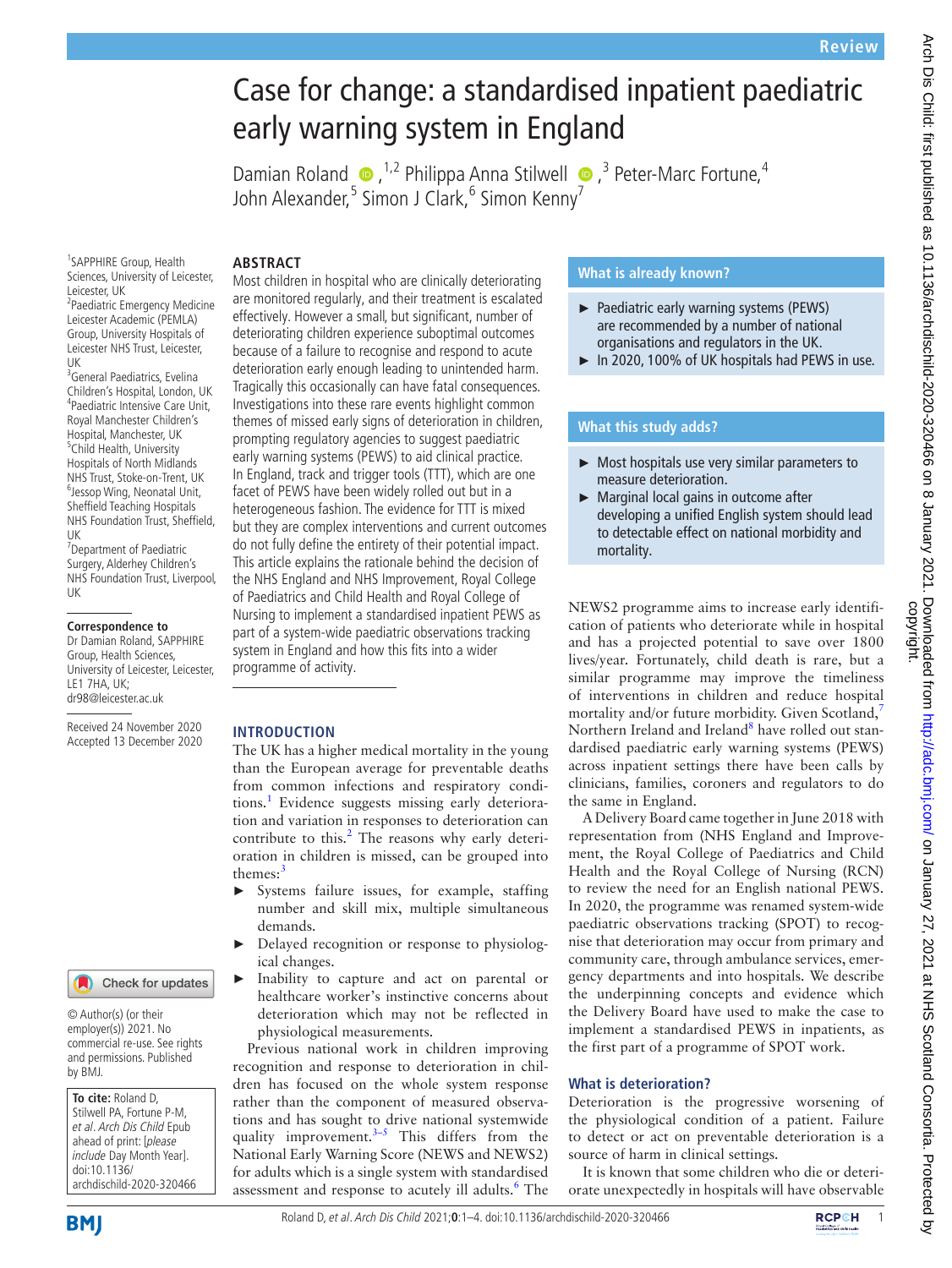# Case for change: a standardised inpatient paediatric early warning system in England

Damian Roland[1,2], Philippa Anna Stilwell[3], Peter-Marc Fortune[4], John Alexander[5], Simon J Clark[6], Simon Kenny[7]

[1]SAPPHIRE Group, Health Sciences, University of Leicester, Leicester, UK
[2]Paediatric Emergency Medicine Leicester Academic (PEMLA) Group, University Hospitals of Leicester NHS Trust, Leicester, UK
[3]General Paediatrics, Evelina Children's Hospital, London, UK
[4]Paediatric Intensive Care Unit, Royal Manchester Children's Hospital, Manchester, UK
[5]Child Health, University Hospitals of North Midlands NHS Trust, Stoke-on-Trent, UK
[6]Jessop Wing, Neonatal Unit, Sheffield Teaching Hospitals NHS Foundation Trust, Sheffield, UK
[7]Department of Paediatric Surgery, Alderhey Children's NHS Foundation Trust, Liverpool, UK

**Correspondence to**
Dr Damian Roland, SAPPHIRE Group, Health Sciences, University of Leicester, Leicester, LE1 7HA, UK; dr98@leicester.ac.uk

Received 24 November 2020
Accepted 13 December 2020

© Author(s) (or their employer(s)) 2021. No commercial re-use. See rights and permissions. Published by BMJ.

**To cite:** Roland D, Stilwell PA, Fortune P-M, *et al*. *Arch Dis Child* Epub ahead of print: [*please include* Day Month Year]. doi:10.1136/archdischild-2020-320466

## ABSTRACT

Most children in hospital who are clinically deteriorating are monitored regularly, and their treatment is escalated effectively. However a small, but significant, number of deteriorating children experience suboptimal outcomes because of a failure to recognise and respond to acute deterioration early enough leading to unintended harm. Tragically this occasionally can have fatal consequences. Investigations into these rare events highlight common themes of missed early signs of deterioration in children, prompting regulatory agencies to suggest paediatric early warning systems (PEWS) to aid clinical practice. In England, track and trigger tools (TTT), which are one facet of PEWS have been widely rolled out but in a heterogeneous fashion. The evidence for TTT is mixed but they are complex interventions and current outcomes do not fully define the entirety of their potential impact. This article explains the rationale behind the decision of the NHS England and NHS Improvement, Royal College of Paediatrics and Child Health and Royal College of Nursing to implement a standardised inpatient PEWS as part of a system-wide paediatric observations tracking system in England and how this fits into a wider programme of activity.

### What is already known?

- Paediatric early warning systems (PEWS) are recommended by a number of national organisations and regulators in the UK.
- In 2020, 100% of UK hospitals had PEWS in use.

### What this study adds?

- Most hospitals use very similar parameters to measure deterioration.
- Marginal local gains in outcome after developing a unified English system should lead to detectable effect on national morbidity and mortality.

## INTRODUCTION

The UK has a higher medical mortality in the young than the European average for preventable deaths from common infections and respiratory conditions.[1] Evidence suggests missing early deterioration and variation in responses to deterioration can contribute to this.[2] The reasons why early deterioration in children is missed, can be grouped into themes:[3]

- Systems failure issues, for example, staffing number and skill mix, multiple simultaneous demands.
- Delayed recognition or response to physiological changes.
- Inability to capture and act on parental or healthcare worker's instinctive concerns about deterioration which may not be reflected in physiological measurements.

Previous national work in children improving recognition and response to deterioration in children has focused on the whole system response rather than the component of measured observations and has sought to drive national systemwide quality improvement.[3–5] This differs from the National Early Warning Score (NEWS and NEWS2) for adults which is a single system with standardised assessment and response to acutely ill adults.[6] The NEWS2 programme aims to increase early identification of patients who deteriorate while in hospital and has a projected potential to save over 1800 lives/year. Fortunately, child death is rare, but a similar programme may improve the timeliness of interventions in children and reduce hospital mortality and/or future morbidity. Given Scotland,[7] Northern Ireland and Ireland[8] have rolled out standardised paediatric early warning systems (PEWS) across inpatient settings there have been calls by clinicians, families, coroners and regulators to do the same in England.

A Delivery Board came together in June 2018 with representation from (NHS England and Improvement, the Royal College of Paediatrics and Child Health and the Royal College of Nursing (RCN) to review the need for an English national PEWS. In 2020, the programme was renamed system-wide paediatric observations tracking (SPOT) to recognise that deterioration may occur from primary and community care, through ambulance services, emergency departments and into hospitals. We describe the underpinning concepts and evidence which the Delivery Board have used to make the case to implement a standardised PEWS in inpatients, as the first part of a programme of SPOT work.

## What is deterioration?

Deterioration is the progressive worsening of the physiological condition of a patient. Failure to detect or act on preventable deterioration is a source of harm in clinical settings.

It is known that some children who die or deteriorate unexpectedly in hospitals will have observable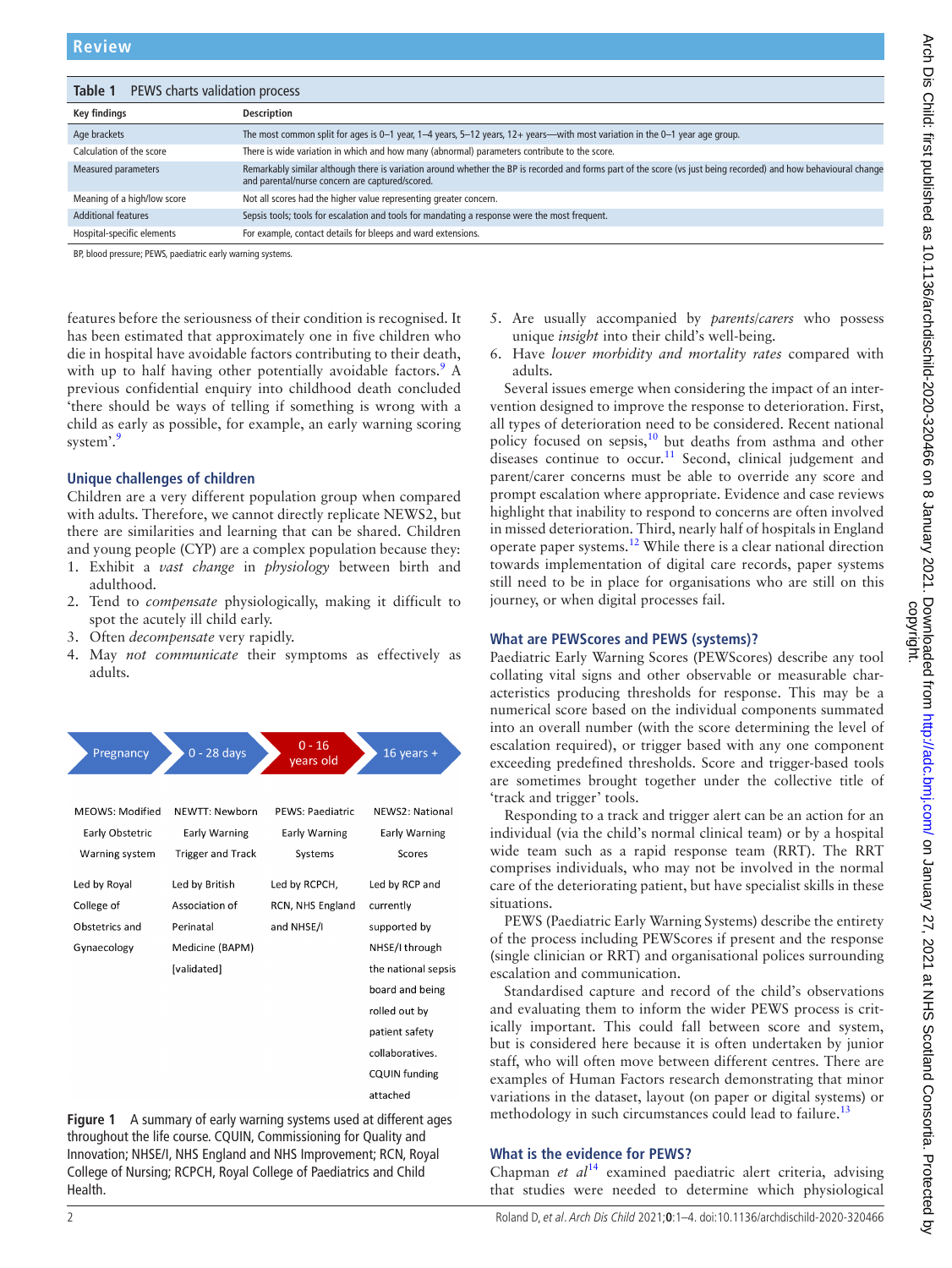**Table 1** PEWS charts validation process

| Key findings | Description |
|---|---|
| Age brackets | The most common split for ages is 0–1 year, 1–4 years, 5–12 years, 12+ years—with most variation in the 0–1 year age group. |
| Calculation of the score | There is wide variation in which and how many (abnormal) parameters contribute to the score. |
| Measured parameters | Remarkably similar although there is variation around whether the BP is recorded and forms part of the score (vs just being recorded) and how behavioural change and parental/nurse concern are captured/scored. |
| Meaning of a high/low score | Not all scores had the higher value representing greater concern. |
| Additional features | Sepsis tools; tools for escalation and tools for mandating a response were the most frequent. |
| Hospital-specific elements | For example, contact details for bleeps and ward extensions. |

BP, blood pressure; PEWS, paediatric early warning systems.

features before the seriousness of their condition is recognised. It has been estimated that approximately one in five children who die in hospital have avoidable factors contributing to their death, with up to half having other potentially avoidable factors.[9] A previous confidential enquiry into childhood death concluded 'there should be ways of telling if something is wrong with a child as early as possible, for example, an early warning scoring system'.[9]

## Unique challenges of children

Children are a very different population group when compared with adults. Therefore, we cannot directly replicate NEWS2, but there are similarities and learning that can be shared. Children and young people (CYP) are a complex population because they:

1. Exhibit a *vast change* in *physiology* between birth and adulthood.
2. Tend to *compensate* physiologically, making it difficult to spot the acutely ill child early.
3. Often *decompensate* very rapidly.
4. May *not communicate* their symptoms as effectively as adults.
5. Are usually accompanied by *parents/carers* who possess unique *insight* into their child's well-being.
6. Have *lower morbidity and mortality rates* compared with adults.

| Pregnancy | 0 - 28 days | 0 - 16 years old | 16 years + |
|---|---|---|---|
| MEOWS: Modified Early Obstetric Warning system | NEWTT: Newborn Early Warning Trigger and Track | PEWS: Paediatric Early Warning Systems | NEWS2: National Early Warning Scores |
| Led by Royal College of Obstetrics and Gynaecology | Led by British Association of Perinatal Medicine (BAPM) [validated] | Led by RCPCH, RCN, NHS England and NHSE/I | Led by RCP and currently supported by NHSE/I through the national sepsis board and being rolled out by patient safety collaboratives. CQUIN funding attached |

**Figure 1** A summary of early warning systems used at different ages throughout the life course. CQUIN, Commissioning for Quality and Innovation; NHSE/I, NHS England and NHS Improvement; RCN, Royal College of Nursing; RCPCH, Royal College of Paediatrics and Child Health.

Several issues emerge when considering the impact of an intervention designed to improve the response to deterioration. First, all types of deterioration need to be considered. Recent national policy focused on sepsis,[10] but deaths from asthma and other diseases continue to occur.[11] Second, clinical judgement and parent/carer concerns must be able to override any score and prompt escalation where appropriate. Evidence and case reviews highlight that inability to respond to concerns are often involved in missed deterioration. Third, nearly half of hospitals in England operate paper systems.[12] While there is a clear national direction towards implementation of digital care records, paper systems still need to be in place for organisations who are still on this journey, or when digital processes fail.

## What are PEWScores and PEWS (systems)?

Paediatric Early Warning Scores (PEWScores) describe any tool collating vital signs and other observable or measurable characteristics producing thresholds for response. This may be a numerical score based on the individual components summated into an overall number (with the score determining the level of escalation required), or trigger based with any one component exceeding predefined thresholds. Score and trigger-based tools are sometimes brought together under the collective title of 'track and trigger' tools.

Responding to a track and trigger alert can be an action for an individual (via the child's normal clinical team) or by a hospital wide team such as a rapid response team (RRT). The RRT comprises individuals, who may not be involved in the normal care of the deteriorating patient, but have specialist skills in these situations.

PEWS (Paediatric Early Warning Systems) describe the entirety of the process including PEWScores if present and the response (single clinician or RRT) and organisational polices surrounding escalation and communication.

Standardised capture and record of the child's observations and evaluating them to inform the wider PEWS process is critically important. This could fall between score and system, but is considered here because it is often undertaken by junior staff, who will often move between different centres. There are examples of Human Factors research demonstrating that minor variations in the dataset, layout (on paper or digital systems) or methodology in such circumstances could lead to failure.[13]

## What is the evidence for PEWS?

Chapman *et al*[14] examined paediatric alert criteria, advising that studies were needed to determine which physiological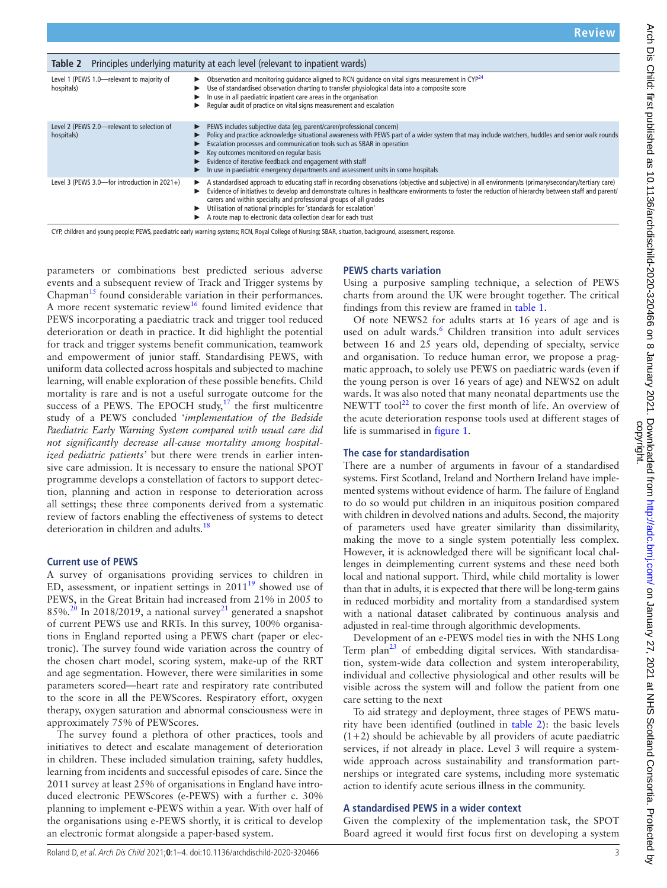**Table 2** Principles underlying maturity at each level (relevant to inpatient wards)

| Level | Principles |
|---|---|
| Level 1 (PEWS 1.0—relevant to majority of hospitals) | ► Observation and monitoring guidance aligned to RCN guidance on vital signs measurement in CYP[24]<br>► Use of standardised observation charting to transfer physiological data into a composite score<br>► In use in all paediatric inpatient care areas in the organisation<br>► Regular audit of practice on vital signs measurement and escalation |
| Level 2 (PEWS 2.0—relevant to selection of hospitals) | ► PEWS includes subjective data (eg, parent/carer/professional concern)<br>► Policy and practice acknowledge situational awareness with PEWS part of a wider system that may include watchers, huddles and senior walk rounds<br>► Escalation processes and communication tools such as SBAR in operation<br>► Key outcomes monitored on regular basis<br>► Evidence of iterative feedback and engagement with staff<br>► In use in paediatric emergency departments and assessment units in some hospitals |
| Level 3 (PEWS 3.0—for introduction in 2021+) | ► A standardised approach to educating staff in recording observations (objective and subjective) in all environments (primary/secondary/tertiary care)<br>► Evidence of initiatives to develop and demonstrate cultures in healthcare environments to foster the reduction of hierarchy between staff and parent/carers and within specialty and professional groups of all grades<br>► Utilisation of national principles for 'standards for escalation'<br>► A route map to electronic data collection clear for each trust |

CYP, children and young people; PEWS, paediatric early warning systems; RCN, Royal College of Nursing; SBAR, situation, background, assessment, response.

parameters or combinations best predicted serious adverse events and a subsequent review of Track and Trigger systems by Chapman[15] found considerable variation in their performances. A more recent systematic review[16] found limited evidence that PEWS incorporating a paediatric track and trigger tool reduced deterioration or death in practice. It did highlight the potential for track and trigger systems benefit communication, teamwork and empowerment of junior staff. Standardising PEWS, with uniform data collected across hospitals and subjected to machine learning, will enable exploration of these possible benefits. Child mortality is rare and is not a useful surrogate outcome for the success of a PEWS. The EPOCH study,[17] the first multicentre study of a PEWS concluded '*implementation of the Bedside Paediatric Early Warning System compared with usual care did not significantly decrease all-cause mortality among hospitalized pediatric patients*' but there were trends in earlier intensive care admission. It is necessary to ensure the national SPOT programme develops a constellation of factors to support detection, planning and action in response to deterioration across all settings; these three components derived from a systematic review of factors enabling the effectiveness of systems to detect deterioration in children and adults.[18]

### Current use of PEWS

A survey of organisations providing services to children in ED, assessment, or inpatient settings in 2011[19] showed use of PEWS, in the Great Britain had increased from 21% in 2005 to 85%.[20] In 2018/2019, a national survey[21] generated a snapshot of current PEWS use and RRTs. In this survey, 100% organisations in England reported using a PEWS chart (paper or electronic). The survey found wide variation across the country of the chosen chart model, scoring system, make-up of the RRT and age segmentation. However, there were similarities in some parameters scored—heart rate and respiratory rate contributed to the score in all the PEWScores. Respiratory effort, oxygen therapy, oxygen saturation and abnormal consciousness were in approximately 75% of PEWScores.

The survey found a plethora of other practices, tools and initiatives to detect and escalate management of deterioration in children. These included simulation training, safety huddles, learning from incidents and successful episodes of care. Since the 2011 survey at least 25% of organisations in England have introduced electronic PEWScores (e-PEWS) with a further c. 30% planning to implement e-PEWS within a year. With over half of the organisations using e-PEWS shortly, it is critical to develop an electronic format alongside a paper-based system.

### PEWS charts variation

Using a purposive sampling technique, a selection of PEWS charts from around the UK were brought together. The critical findings from this review are framed in table 1.

Of note NEWS2 for adults starts at 16 years of age and is used on adult wards.[6] Children transition into adult services between 16 and 25 years old, depending of specialty, service and organisation. To reduce human error, we propose a pragmatic approach, to solely use PEWS on paediatric wards (even if the young person is over 16 years of age) and NEWS2 on adult wards. It was also noted that many neonatal departments use the NEWTT tool[22] to cover the first month of life. An overview of the acute deterioration response tools used at different stages of life is summarised in figure 1.

### The case for standardisation

There are a number of arguments in favour of a standardised systems. First Scotland, Ireland and Northern Ireland have implemented systems without evidence of harm. The failure of England to do so would put children in an iniquitous position compared with children in devolved nations and adults. Second, the majority of parameters used have greater similarity than dissimilarity, making the move to a single system potentially less complex. However, it is acknowledged there will be significant local challenges in deimplementing current systems and these need both local and national support. Third, while child mortality is lower than that in adults, it is expected that there will be long-term gains in reduced morbidity and mortality from a standardised system with a national dataset calibrated by continuous analysis and adjusted in real-time through algorithmic developments.

Development of an e-PEWS model ties in with the NHS Long Term plan[23] of embedding digital services. With standardisation, system-wide data collection and system interoperability, individual and collective physiological and other results will be visible across the system will and follow the patient from one care setting to the next

To aid strategy and deployment, three stages of PEWS maturity have been identified (outlined in table 2): the basic levels (1+2) should be achievable by all providers of acute paediatric services, if not already in place. Level 3 will require a system-wide approach across sustainability and transformation partnerships or integrated care systems, including more systematic action to identify acute serious illness in the community.

### A standardised PEWS in a wider context

Given the complexity of the implementation task, the SPOT Board agreed it would first focus first on developing a system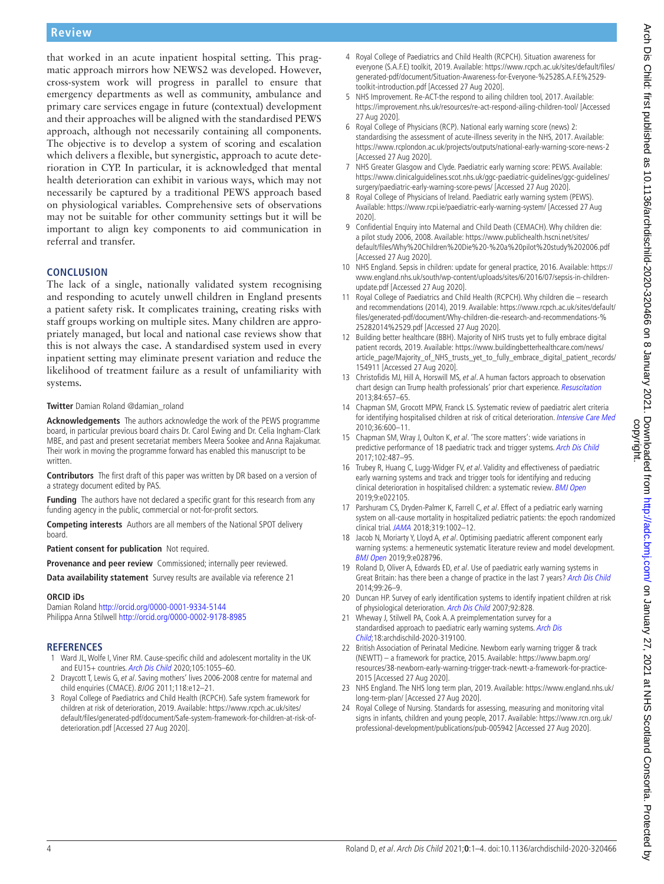that worked in an acute inpatient hospital setting. This pragmatic approach mirrors how NEWS2 was developed. However, cross-system work will progress in parallel to ensure that emergency departments as well as community, ambulance and primary care services engage in future (contextual) development and their approaches will be aligned with the standardised PEWS approach, although not necessarily containing all components. The objective is to develop a system of scoring and escalation which delivers a flexible, but synergistic, approach to acute deterioration in CYP. In particular, it is acknowledged that mental health deterioration can exhibit in various ways, which may not necessarily be captured by a traditional PEWS approach based on physiological variables. Comprehensive sets of observations may not be suitable for other community settings but it will be important to align key components to aid communication in referral and transfer.

## CONCLUSION

The lack of a single, nationally validated system recognising and responding to acutely unwell children in England presents a patient safety risk. It complicates training, creating risks with staff groups working on multiple sites. Many children are appropriately managed, but local and national case reviews show that this is not always the case. A standardised system used in every inpatient setting may eliminate present variation and reduce the likelihood of treatment failure as a result of unfamiliarity with systems.

**Twitter** Damian Roland @damian_roland

**Acknowledgements** The authors acknowledge the work of the PEWS programme board, in particular previous board chairs Dr. Carol Ewing and Dr. Celia Ingham-Clark MBE, and past and present secretariat members Meera Sookee and Anna Rajakumar. Their work in moving the programme forward has enabled this manuscript to be written.

**Contributors** The first draft of this paper was written by DR based on a version of a strategy document edited by PAS.

**Funding** The authors have not declared a specific grant for this research from any funding agency in the public, commercial or not-for-profit sectors.

**Competing interests** Authors are all members of the National SPOT delivery board.

**Patient consent for publication** Not required.

**Provenance and peer review** Commissioned; internally peer reviewed.

**Data availability statement** Survey results are available via reference 21

**ORCID iDs**

Damian Roland http://orcid.org/0000-0001-9334-5144
Philippa Anna Stilwell http://orcid.org/0000-0002-9178-8985

## REFERENCES

1. Ward JL, Wolfe I, Viner RM. Cause-specific child and adolescent mortality in the UK and EU15+ countries. *Arch Dis Child* 2020;105:1055–60.
2. Draycott T, Lewis G, *et al*. Saving mothers' lives 2006-2008 centre for maternal and child enquiries (CMACE). *BJOG* 2011;118:e12–21.
3. Royal College of Paediatrics and Child Health (RCPCH). Safe system framework for children at risk of deterioration, 2019. Available: https://www.rcpch.ac.uk/sites/default/files/generated-pdf/document/Safe-system-framework-for-children-at-risk-of-deterioration.pdf [Accessed 27 Aug 2020].
4. Royal College of Paediatrics and Child Health (RCPCH). Situation awareness for everyone (S.A.F.E) toolkit, 2019. Available: https://www.rcpch.ac.uk/sites/default/files/generated-pdf/document/Situation-Awareness-for-Everyone-%2528S.A.F.E%2529-toolkit-introduction.pdf [Accessed 27 Aug 2020].
5. NHS Improvement. Re-ACT-the respond to ailing children tool, 2017. Available: https://improvement.nhs.uk/resources/re-act-respond-ailing-children-tool/ [Accessed 27 Aug 2020].
6. Royal College of Physicians (RCP). National early warning score (news) 2: standardising the assessment of acute-illness severity in the NHS, 2017. Available: https://www.rcplondon.ac.uk/projects/outputs/national-early-warning-score-news-2 [Accessed 27 Aug 2020].
7. NHS Greater Glasgow and Clyde. Paediatric early warning score: PEWS. Available: https://www.clinicalguidelines.scot.nhs.uk/ggc-paediatric-guidelines/ggc-guidelines/surgery/paediatric-early-warning-score-pews/ [Accessed 27 Aug 2020].
8. Royal College of Physicians of Ireland. Paediatric early warning system (PEWS). Available: https://www.rcpi.ie/paediatric-early-warning-system/ [Accessed 27 Aug 2020].
9. Confidential Enquiry into Maternal and Child Death (CEMACH). Why children die: a pilot study 2006, 2008. Available: https://www.publichealth.hscni.net/sites/default/files/Why%20Children%20Die%20-%20a%20pilot%20study%202006.pdf [Accessed 27 Aug 2020].
10. NHS England. Sepsis in children: update for general practice, 2016. Available: https://www.england.nhs.uk/south/wp-content/uploads/sites/6/2016/07/sepsis-in-children-update.pdf [Accessed 27 Aug 2020].
11. Royal College of Paediatrics and Child Health (RCPCH). Why children die – research and recommendations (2014), 2019. Available: https://www.rcpch.ac.uk/sites/default/files/generated-pdf/document/Why-children-die-research-and-recommendations-%25282014%2529.pdf [Accessed 27 Aug 2020].
12. Building better healthcare (BBH). Majority of NHS trusts yet to fully embrace digital patient records, 2019. Available: https://www.buildingbetterhealthcare.com/news/article_page/Majority_of_NHS_trusts_yet_to_fully_embrace_digital_patient_records/154911 [Accessed 27 Aug 2020].
13. Christofidis MJ, Hill A, Horswill MS, *et al*. A human factors approach to observation chart design can Trump health professionals' prior chart experience. *Resuscitation* 2013;84:657–65.
14. Chapman SM, Grocott MPW, Franck LS. Systematic review of paediatric alert criteria for identifying hospitalised children at risk of critical deterioration. *Intensive Care Med* 2010;36:600–11.
15. Chapman SM, Wray J, Oulton K, *et al*. 'The score matters': wide variations in predictive performance of 18 paediatric track and trigger systems. *Arch Dis Child* 2017;102:487–95.
16. Trubey R, Huang C, Lugg-Widger FV, *et al*. Validity and effectiveness of paediatric early warning systems and track and trigger tools for identifying and reducing clinical deterioration in hospitalised children: a systematic review. *BMJ Open* 2019;9:e022105.
17. Parshuram CS, Dryden-Palmer K, Farrell C, *et al*. Effect of a pediatric early warning system on all-cause mortality in hospitalized pediatric patients: the epoch randomized clinical trial. *JAMA* 2018;319:1002–12.
18. Jacob N, Moriarty Y, Lloyd A, *et al*. Optimising paediatric afferent component early warning systems: a hermeneutic systematic literature review and model development. *BMJ Open* 2019;9:e028796.
19. Roland D, Oliver A, Edwards ED, *et al*. Use of paediatric early warning systems in Great Britain: has there been a change of practice in the last 7 years? *Arch Dis Child* 2014;99:26–9.
20. Duncan HP. Survey of early identification systems to identify inpatient children at risk of physiological deterioration. *Arch Dis Child* 2007;92:828.
21. Wheway J, Stilwell PA, Cook A. A preimplementation survey for a standardised approach to paediatric early warning systems. *Arch Dis Child*;18:archdischild-2020-319100.
22. British Association of Perinatal Medicine. Newborn early warning trigger & track (NEWTT) – a framework for practice, 2015. Available: https://www.bapm.org/resources/38-newborn-early-warning-trigger-track-newtt-a-framework-for-practice-2015 [Accessed 27 Aug 2020].
23. NHS England. The NHS long term plan, 2019. Available: https://www.england.nhs.uk/long-term-plan/ [Accessed 27 Aug 2020].
24. Royal College of Nursing. Standards for assessing, measuring and monitoring vital signs in infants, children and young people, 2017. Available: https://www.rcn.org.uk/professional-development/publications/pub-005942 [Accessed 27 Aug 2020].